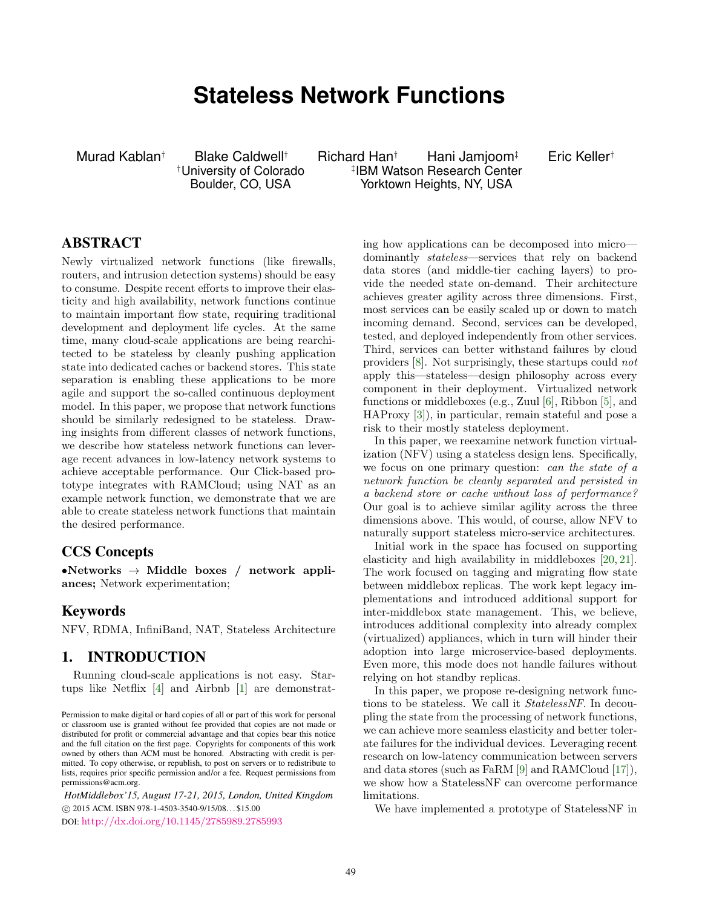# Stateless Network Functions

Murad Kablan[†] Blake Caldwell[†] Richard Han[†] Hani Jamjoom[‡] Eric Keller[†]

[†]University of Colorado Boulder, CO, USA

[‡]IBM Watson Research Center Yorktown Heights, NY, USA

## ABSTRACT

Newly virtualized network functions (like firewalls, routers, and intrusion detection systems) should be easy to consume. Despite recent efforts to improve their elasticity and high availability, network functions continue to maintain important flow state, requiring traditional development and deployment life cycles. At the same time, many cloud-scale applications are being rearchitected to be stateless by cleanly pushing application state into dedicated caches or backend stores. This state separation is enabling these applications to be more agile and support the so-called continuous deployment model. In this paper, we propose that network functions should be similarly redesigned to be stateless. Drawing insights from different classes of network functions, we describe how stateless network functions can leverage recent advances in low-latency network systems to achieve acceptable performance. Our Click-based prototype integrates with RAMCloud; using NAT as an example network function, we demonstrate that we are able to create stateless network functions that maintain the desired performance.

## CCS Concepts

•**Networks → Middle boxes / network appliances;** Network experimentation;

## Keywords

NFV, RDMA, InfiniBand, NAT, Stateless Architecture

## 1. INTRODUCTION

Running cloud-scale applications is not easy. Startups like Netflix [4] and Airbnb [1] are demonstrating how applications can be decomposed into micro—dominantly *stateless*—services that rely on backend data stores (and middle-tier caching layers) to provide the needed state on-demand. Their architecture achieves greater agility across three dimensions. First, most services can be easily scaled up or down to match incoming demand. Second, services can be developed, tested, and deployed independently from other services. Third, services can better withstand failures by cloud providers [8]. Not surprisingly, these startups could *not* apply this—stateless—design philosophy across every component in their deployment. Virtualized network functions or middleboxes (e.g., Zuul [6], Ribbon [5], and HAProxy [3]), in particular, remain stateful and pose a risk to their mostly stateless deployment.

In this paper, we reexamine network function virtualization (NFV) using a stateless design lens. Specifically, we focus on one primary question: *can the state of a network function be cleanly separated and persisted in a backend store or cache without loss of performance?* Our goal is to achieve similar agility across the three dimensions above. This would, of course, allow NFV to naturally support stateless micro-service architectures.

Initial work in the space has focused on supporting elasticity and high availability in middleboxes [20, 21]. The work focused on tagging and migrating flow state between middlebox replicas. The work kept legacy implementations and introduced additional support for inter-middlebox state management. This, we believe, introduces additional complexity into already complex (virtualized) appliances, which in turn will hinder their adoption into large microservice-based deployments. Even more, this mode does not handle failures without relying on hot standby replicas.

In this paper, we propose re-designing network functions to be stateless. We call it *StatelessNF*. In decoupling the state from the processing of network functions, we can achieve more seamless elasticity and better tolerate failures for the individual devices. Leveraging recent research on low-latency communication between servers and data stores (such as FaRM [9] and RAMCloud [17]), we show how a StatelessNF can overcome performance limitations.

We have implemented a prototype of StatelessNF in

Permission to make digital or hard copies of all or part of this work for personal or classroom use is granted without fee provided that copies are not made or distributed for profit or commercial advantage and that copies bear this notice and the full citation on the first page. Copyrights for components of this work owned by others than ACM must be honored. Abstracting with credit is permitted. To copy otherwise, or republish, to post on servers or to redistribute to lists, requires prior specific permission and/or a fee. Request permissions from permissions@acm.org.

*HotMiddlebox'15, August 17-21, 2015, London, United Kingdom*
© 2015 ACM. ISBN 978-1-4503-3540-9/15/08…$15.00
DOI: http://dx.doi.org/10.1145/2785989.2785993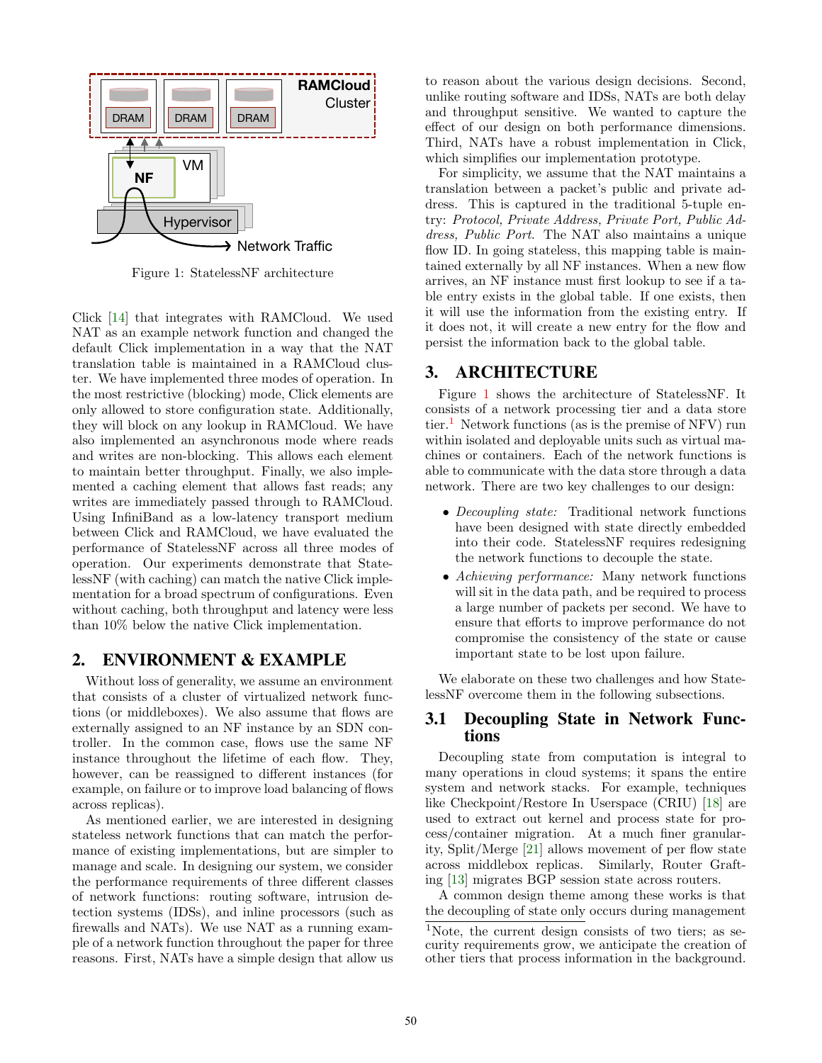RAMCloud Cluster

DRAM

DRAM

DRAM

VM

NF

Hypervisor

Network Traffic

Figure 1: StatelessNF architecture

Click [14] that integrates with RAMCloud. We used NAT as an example network function and changed the default Click implementation in a way that the NAT translation table is maintained in a RAMCloud cluster. We have implemented three modes of operation. In the most restrictive (blocking) mode, Click elements are only allowed to store configuration state. Additionally, they will block on any lookup in RAMCloud. We have also implemented an asynchronous mode where reads and writes are non-blocking. This allows each element to maintain better throughput. Finally, we also implemented a caching element that allows fast reads; any writes are immediately passed through to RAMCloud. Using InfiniBand as a low-latency transport medium between Click and RAMCloud, we have evaluated the performance of StatelessNF across all three modes of operation. Our experiments demonstrate that StatelessNF (with caching) can match the native Click implementation for a broad spectrum of configurations. Even without caching, both throughput and latency were less than 10% below the native Click implementation.

## 2. ENVIRONMENT & EXAMPLE

Without loss of generality, we assume an environment that consists of a cluster of virtualized network functions (or middleboxes). We also assume that flows are externally assigned to an NF instance by an SDN controller. In the common case, flows use the same NF instance throughout the lifetime of each flow. They, however, can be reassigned to different instances (for example, on failure or to improve load balancing of flows across replicas).

As mentioned earlier, we are interested in designing stateless network functions that can match the performance of existing implementations, but are simpler to manage and scale. In designing our system, we consider the performance requirements of three different classes of network functions: routing software, intrusion detection systems (IDSs), and inline processors (such as firewalls and NATs). We use NAT as a running example of a network function throughout the paper for three reasons. First, NATs have a simple design that allow us to reason about the various design decisions. Second, unlike routing software and IDSs, NATs are both delay and throughput sensitive. We wanted to capture the effect of our design on both performance dimensions. Third, NATs have a robust implementation in Click, which simplifies our implementation prototype.

For simplicity, we assume that the NAT maintains a translation between a packet's public and private address. This is captured in the traditional 5-tuple entry: *Protocol, Private Address, Private Port, Public Address, Public Port*. The NAT also maintains a unique flow ID. In going stateless, this mapping table is maintained externally by all NF instances. When a new flow arrives, an NF instance must first lookup to see if a table entry exists in the global table. If one exists, then it will use the information from the existing entry. If it does not, it will create a new entry for the flow and persist the information back to the global table.

## 3. ARCHITECTURE

Figure 1 shows the architecture of StatelessNF. It consists of a network processing tier and a data store tier.[1] Network functions (as is the premise of NFV) run within isolated and deployable units such as virtual machines or containers. Each of the network functions is able to communicate with the data store through a data network. There are two key challenges to our design:

- *Decoupling state:* Traditional network functions have been designed with state directly embedded into their code. StatelessNF requires redesigning the network functions to decouple the state.
- *Achieving performance:* Many network functions will sit in the data path, and be required to process a large number of packets per second. We have to ensure that efforts to improve performance do not compromise the consistency of the state or cause important state to be lost upon failure.

We elaborate on these two challenges and how StatelessNF overcome them in the following subsections.

### 3.1 Decoupling State in Network Functions

Decoupling state from computation is integral to many operations in cloud systems; it spans the entire system and network stacks. For example, techniques like Checkpoint/Restore In Userspace (CRIU) [18] are used to extract out kernel and process state for process/container migration. At a much finer granularity, Split/Merge [21] allows movement of per flow state across middlebox replicas. Similarly, Router Grafting [13] migrates BGP session state across routers.

A common design theme among these works is that the decoupling of state only occurs during management

[1]Note, the current design consists of two tiers; as security requirements grow, we anticipate the creation of other tiers that process information in the background.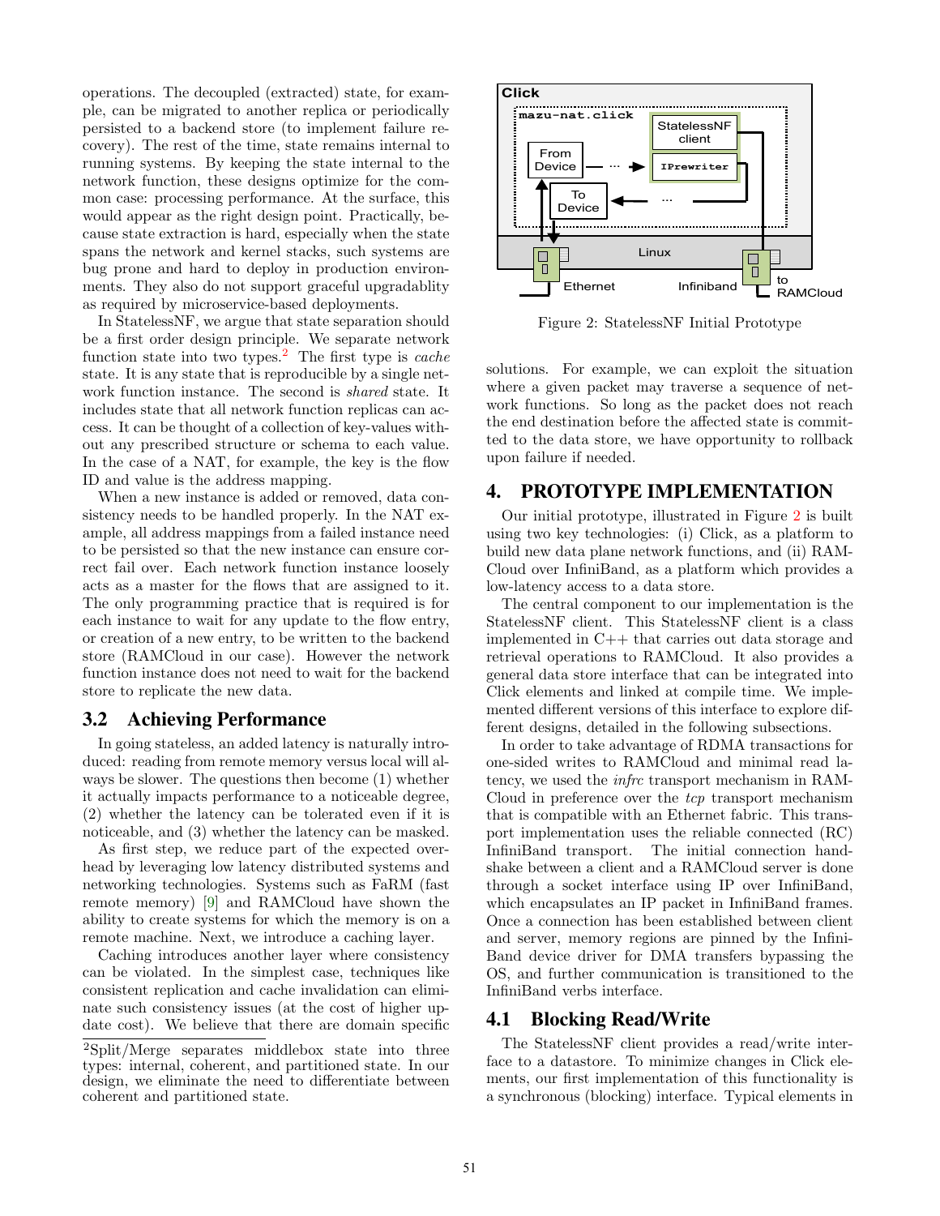operations. The decoupled (extracted) state, for example, can be migrated to another replica or periodically persisted to a backend store (to implement failure recovery). The rest of the time, state remains internal to running systems. By keeping the state internal to the network function, these designs optimize for the common case: processing performance. At the surface, this would appear as the right design point. Practically, because state extraction is hard, especially when the state spans the network and kernel stacks, such systems are bug prone and hard to deploy in production environments. They also do not support graceful upgradablity as required by microservice-based deployments.

In StatelessNF, we argue that state separation should be a first order design principle. We separate network function state into two types.[2] The first type is *cache* state. It is any state that is reproducible by a single network function instance. The second is *shared* state. It includes state that all network function replicas can access. It can be thought of a collection of key-values without any prescribed structure or schema to each value. In the case of a NAT, for example, the key is the flow ID and value is the address mapping.

When a new instance is added or removed, data consistency needs to be handled properly. In the NAT example, all address mappings from a failed instance need to be persisted so that the new instance can ensure correct fail over. Each network function instance loosely acts as a master for the flows that are assigned to it. The only programming practice that is required is for each instance to wait for any update to the flow entry, or creation of a new entry, to be written to the backend store (RAMCloud in our case). However the network function instance does not need to wait for the backend store to replicate the new data.

## 3.2 Achieving Performance

In going stateless, an added latency is naturally introduced: reading from remote memory versus local will always be slower. The questions then become (1) whether it actually impacts performance to a noticeable degree, (2) whether the latency can be tolerated even if it is noticeable, and (3) whether the latency can be masked.

As first step, we reduce part of the expected overhead by leveraging low latency distributed systems and networking technologies. Systems such as FaRM (fast remote memory) [9] and RAMCloud have shown the ability to create systems for which the memory is on a remote machine. Next, we introduce a caching layer.

Caching introduces another layer where consistency can be violated. In the simplest case, techniques like consistent replication and cache invalidation can eliminate such consistency issues (at the cost of higher update cost). We believe that there are domain specific solutions. For example, we can exploit the situation where a given packet may traverse a sequence of network functions. So long as the packet does not reach the end destination before the affected state is committed to the data store, we have opportunity to rollback upon failure if needed.

[2] Split/Merge separates middlebox state into three types: internal, coherent, and partitioned state. In our design, we eliminate the need to differentiate between coherent and partitioned state.

Click
mazu-nat.click
StatelessNF client
From Device
IPrewriter
To Device
Linux
Ethernet
Infiniband
to RAMCloud

Figure 2: StatelessNF Initial Prototype

# 4. PROTOTYPE IMPLEMENTATION

Our initial prototype, illustrated in Figure 2 is built using two key technologies: (i) Click, as a platform to build new data plane network functions, and (ii) RAMCloud over InfiniBand, as a platform which provides a low-latency access to a data store.

The central component to our implementation is the StatelessNF client. This StatelessNF client is a class implemented in C++ that carries out data storage and retrieval operations to RAMCloud. It also provides a general data store interface that can be integrated into Click elements and linked at compile time. We implemented different versions of this interface to explore different designs, detailed in the following subsections.

In order to take advantage of RDMA transactions for one-sided writes to RAMCloud and minimal read latency, we used the *infrc* transport mechanism in RAMCloud in preference over the *tcp* transport mechanism that is compatible with an Ethernet fabric. This transport implementation uses the reliable connected (RC) InfiniBand transport. The initial connection handshake between a client and a RAMCloud server is done through a socket interface using IP over InfiniBand, which encapsulates an IP packet in InfiniBand frames. Once a connection has been established between client and server, memory regions are pinned by the InfiniBand device driver for DMA transfers bypassing the OS, and further communication is transitioned to the InfiniBand verbs interface.

## 4.1 Blocking Read/Write

The StatelessNF client provides a read/write interface to a datastore. To minimize changes in Click elements, our first implementation of this functionality is a synchronous (blocking) interface. Typical elements in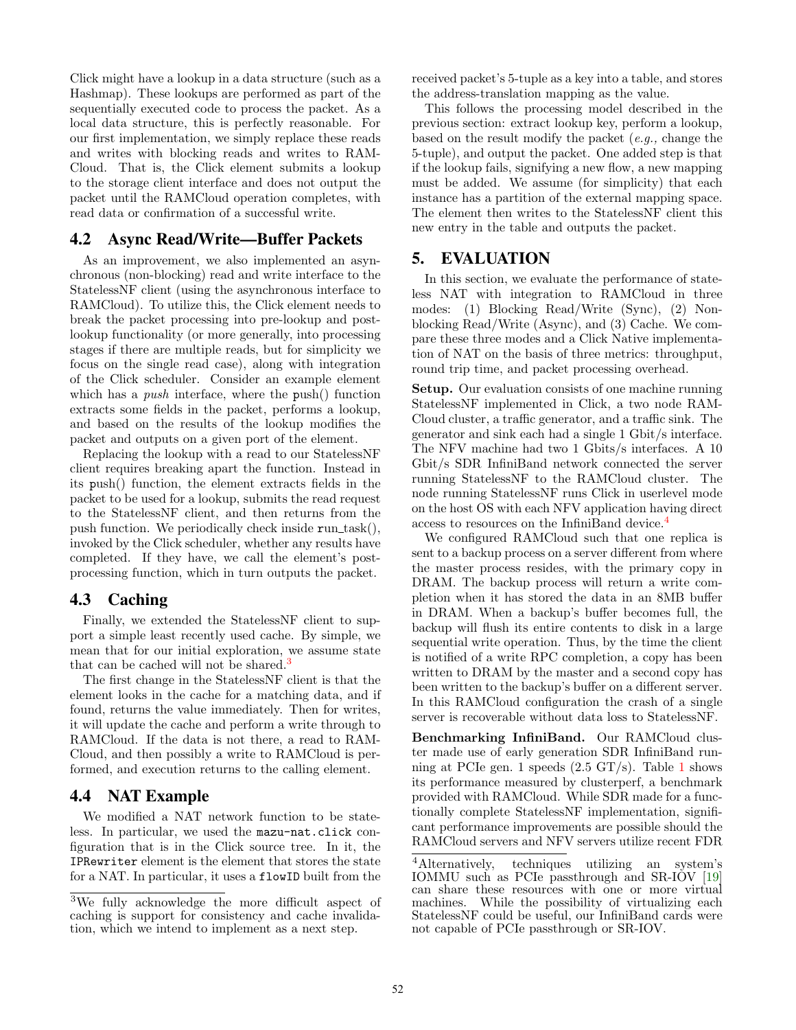Click might have a lookup in a data structure (such as a Hashmap). These lookups are performed as part of the sequentially executed code to process the packet. As a local data structure, this is perfectly reasonable. For our first implementation, we simply replace these reads and writes with blocking reads and writes to RAMCloud. That is, the Click element submits a lookup to the storage client interface and does not output the packet until the RAMCloud operation completes, with read data or confirmation of a successful write.

## 4.2 Async Read/Write—Buffer Packets

As an improvement, we also implemented an asynchronous (non-blocking) read and write interface to the StatelessNF client (using the asynchronous interface to RAMCloud). To utilize this, the Click element needs to break the packet processing into pre-lookup and post-lookup functionality (or more generally, into processing stages if there are multiple reads, but for simplicity we focus on the single read case), along with integration of the Click scheduler. Consider an example element which has a *push* interface, where the push() function extracts some fields in the packet, performs a lookup, and based on the results of the lookup modifies the packet and outputs on a given port of the element.

Replacing the lookup with a read to our StatelessNF client requires breaking apart the function. Instead in its push() function, the element extracts fields in the packet to be used for a lookup, submits the read request to the StatelessNF client, and then returns from the push function. We periodically check inside run_task(), invoked by the Click scheduler, whether any results have completed. If they have, we call the element's post-processing function, which in turn outputs the packet.

## 4.3 Caching

Finally, we extended the StatelessNF client to support a simple least recently used cache. By simple, we mean that for our initial exploration, we assume state that can be cached will not be shared.[3]

The first change in the StatelessNF client is that the element looks in the cache for a matching data, and if found, returns the value immediately. Then for writes, it will update the cache and perform a write through to RAMCloud. If the data is not there, a read to RAMCloud, and then possibly a write to RAMCloud is performed, and execution returns to the calling element.

## 4.4 NAT Example

We modified a NAT network function to be stateless. In particular, we used the `mazu-nat.click` configuration that is in the Click source tree. In it, the `IPRewriter` element is the element that stores the state for a NAT. In particular, it uses a `flowID` built from the received packet's 5-tuple as a key into a table, and stores the address-translation mapping as the value.

This follows the processing model described in the previous section: extract lookup key, perform a lookup, based on the result modify the packet (*e.g.,* change the 5-tuple), and output the packet. One added step is that if the lookup fails, signifying a new flow, a new mapping must be added. We assume (for simplicity) that each instance has a partition of the external mapping space. The element then writes to the StatelessNF client this new entry in the table and outputs the packet.

# 5. EVALUATION

In this section, we evaluate the performance of stateless NAT with integration to RAMCloud in three modes: (1) Blocking Read/Write (Sync), (2) Non-blocking Read/Write (Async), and (3) Cache. We compare these three modes and a Click Native implementation of NAT on the basis of three metrics: throughput, round trip time, and packet processing overhead.

**Setup.** Our evaluation consists of one machine running StatelessNF implemented in Click, a two node RAMCloud cluster, a traffic generator, and a traffic sink. The generator and sink each had a single 1 Gbit/s interface. The NFV machine had two 1 Gbits/s interfaces. A 10 Gbit/s SDR InfiniBand network connected the server running StatelessNF to the RAMCloud cluster. The node running StatelessNF runs Click in userlevel mode on the host OS with each NFV application having direct access to resources on the InfiniBand device.[4]

We configured RAMCloud such that one replica is sent to a backup process on a server different from where the master process resides, with the primary copy in DRAM. The backup process will return a write completion when it has stored the data in an 8MB buffer in DRAM. When a backup's buffer becomes full, the backup will flush its entire contents to disk in a large sequential write operation. Thus, by the time the client is notified of a write RPC completion, a copy has been written to DRAM by the master and a second copy has been written to the backup's buffer on a different server. In this RAMCloud configuration the crash of a single server is recoverable without data loss to StatelessNF.

**Benchmarking InfiniBand.** Our RAMCloud cluster made use of early generation SDR InfiniBand running at PCIe gen. 1 speeds (2.5 GT/s). Table 1 shows its performance measured by clusterperf, a benchmark provided with RAMCloud. While SDR made for a functionally complete StatelessNF implementation, significant performance improvements are possible should the RAMCloud servers and NFV servers utilize recent FDR

[3] We fully acknowledge the more difficult aspect of caching is support for consistency and cache invalidation, which we intend to implement as a next step.

[4] Alternatively, techniques utilizing an system's IOMMU such as PCIe passthrough and SR-IOV [19] can share these resources with one or more virtual machines. While the possibility of virtualizing each StatelessNF could be useful, our InfiniBand cards were not capable of PCIe passthrough or SR-IOV.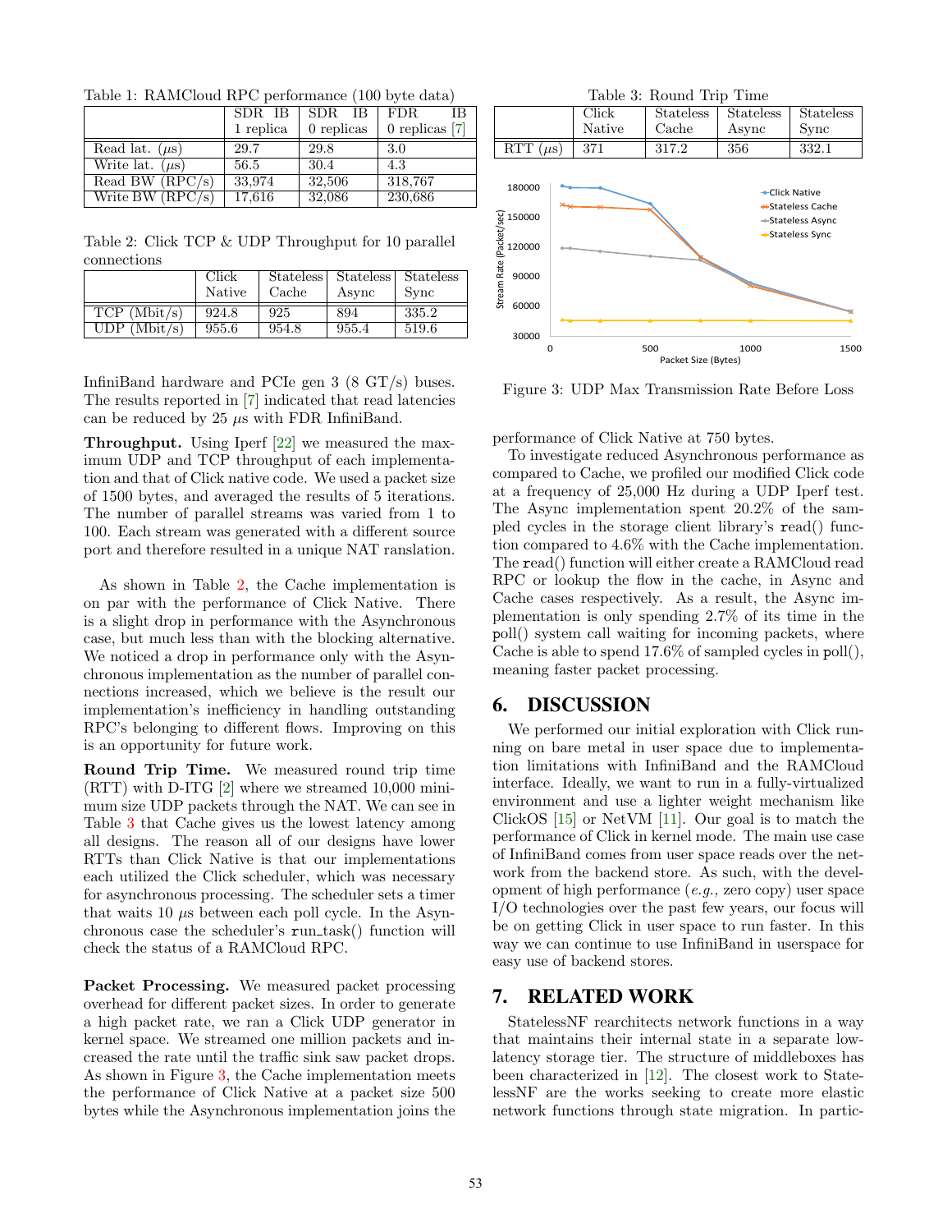Table 1: RAMCloud RPC performance (100 byte data)

| | SDR IB 1 replica | SDR IB 0 replicas | FDR IB 0 replicas [7] |
|---|---|---|---|
| Read lat. ($\mu$s) | 29.7 | 29.8 | 3.0 |
| Write lat. ($\mu$s) | 56.5 | 30.4 | 4.3 |
| Read BW (RPC/s) | 33,974 | 32,506 | 318,767 |
| Write BW (RPC/s) | 17,616 | 32,086 | 230,686 |

Table 2: Click TCP & UDP Throughput for 10 parallel connections

| | Click Native | Stateless Cache | Stateless Async | Stateless Sync |
|---|---|---|---|---|
| TCP (Mbit/s) | 924.8 | 925 | 894 | 335.2 |
| UDP (Mbit/s) | 955.6 | 954.8 | 955.4 | 519.6 |

InfiniBand hardware and PCIe gen 3 (8 GT/s) buses. The results reported in [7] indicated that read latencies can be reduced by 25 $\mu$s with FDR InfiniBand.

**Throughput.** Using Iperf [22] we measured the maximum UDP and TCP throughput of each implementation and that of Click native code. We used a packet size of 1500 bytes, and averaged the results of 5 iterations. The number of parallel streams was varied from 1 to 100. Each stream was generated with a different source port and therefore resulted in a unique NAT ranslation.

As shown in Table 2, the Cache implementation is on par with the performance of Click Native. There is a slight drop in performance with the Asynchronous case, but much less than with the blocking alternative. We noticed a drop in performance only with the Asynchronous implementation as the number of parallel connections increased, which we believe is the result our implementation's inefficiency in handling outstanding RPC's belonging to different flows. Improving on this is an opportunity for future work.

**Round Trip Time.** We measured round trip time (RTT) with D-ITG [2] where we streamed 10,000 minimum size UDP packets through the NAT. We can see in Table 3 that Cache gives us the lowest latency among all designs. The reason all of our designs have lower RTTs than Click Native is that our implementations each utilized the Click scheduler, which was necessary for asynchronous processing. The scheduler sets a timer that waits 10 $\mu$s between each poll cycle. In the Asynchronous case the scheduler's run_task() function will check the status of a RAMCloud RPC.

**Packet Processing.** We measured packet processing overhead for different packet sizes. In order to generate a high packet rate, we ran a Click UDP generator in kernel space. We streamed one million packets and increased the rate until the traffic sink saw packet drops. As shown in Figure 3, the Cache implementation meets the performance of Click Native at a packet size 500 bytes while the Asynchronous implementation joins the performance of Click Native at 750 bytes.

Table 3: Round Trip Time

| | Click Native | Stateless Cache | Stateless Async | Stateless Sync |
|---|---|---|---|---|
| RTT ($\mu$s) | 371 | 317.2 | 356 | 332.1 |

Figure 3: UDP Max Transmission Rate Before Loss

To investigate reduced Asynchronous performance as compared to Cache, we profiled our modified Click code at a frequency of 25,000 Hz during a UDP Iperf test. The Async implementation spent 20.2% of the sampled cycles in the storage client library's read() function compared to 4.6% with the Cache implementation. The read() function will either create a RAMCloud read RPC or lookup the flow in the cache, in Async and Cache cases respectively. As a result, the Async implementation is only spending 2.7% of its time in the poll() system call waiting for incoming packets, where Cache is able to spend 17.6% of sampled cycles in poll(), meaning faster packet processing.

## 6. DISCUSSION

We performed our initial exploration with Click running on bare metal in user space due to implementation limitations with InfiniBand and the RAMCloud interface. Ideally, we want to run in a fully-virtualized environment and use a lighter weight mechanism like ClickOS [15] or NetVM [11]. Our goal is to match the performance of Click in kernel mode. The main use case of InfiniBand comes from user space reads over the network from the backend store. As such, with the development of high performance (*e.g.,* zero copy) user space I/O technologies over the past few years, our focus will be on getting Click in user space to run faster. In this way we can continue to use InfiniBand in userspace for easy use of backend stores.

## 7. RELATED WORK

StatelessNF rearchitects network functions in a way that maintains their internal state in a separate low-latency storage tier. The structure of middleboxes has been characterized in [12]. The closest work to StatelessNF are the works seeking to create more elastic network functions through state migration. In partic-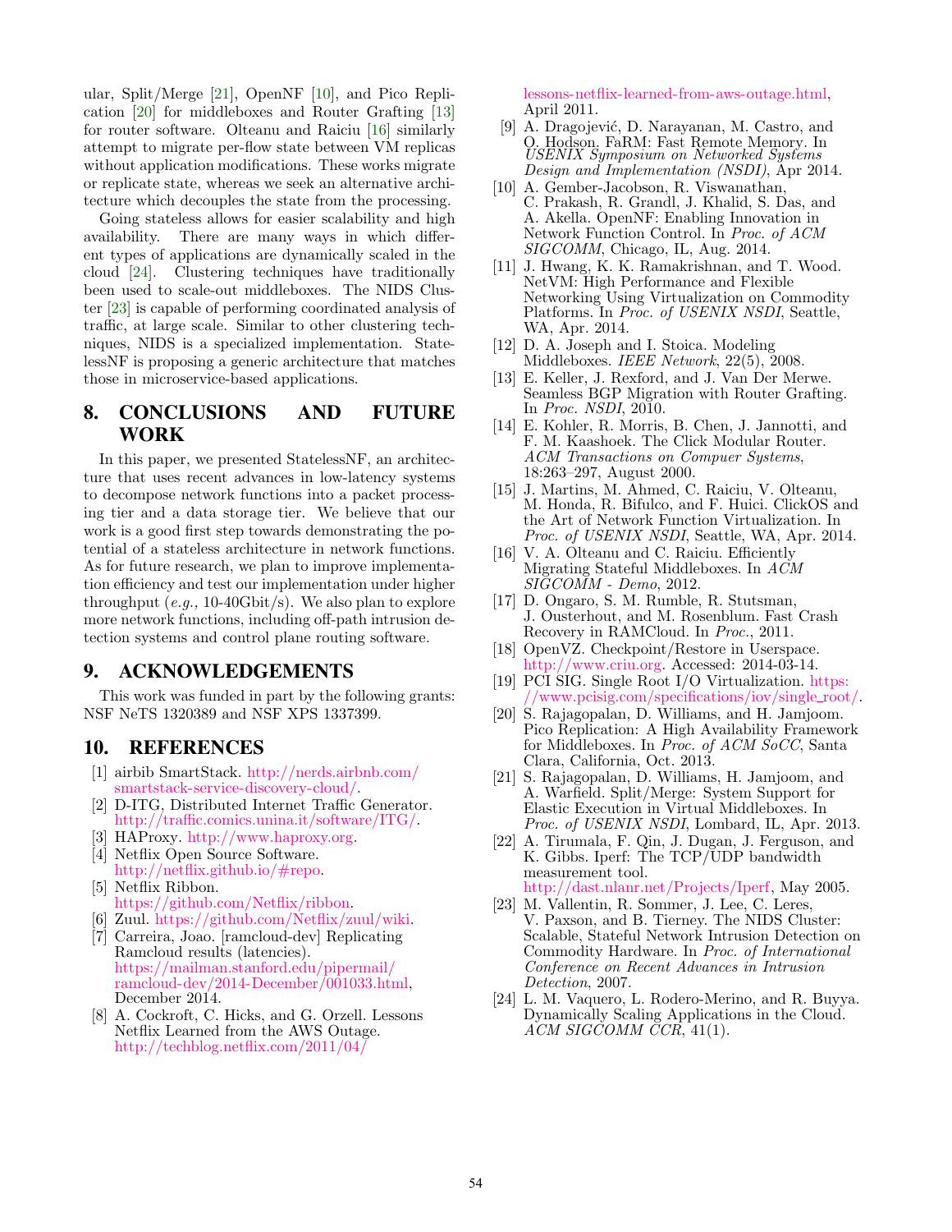ular, Split/Merge [21], OpenNF [10], and Pico Replication [20] for middleboxes and Router Grafting [13] for router software. Olteanu and Raiciu [16] similarly attempt to migrate per-flow state between VM replicas without application modifications. These works migrate or replicate state, whereas we seek an alternative architecture which decouples the state from the processing.

Going stateless allows for easier scalability and high availability. There are many ways in which different types of applications are dynamically scaled in the cloud [24]. Clustering techniques have traditionally been used to scale-out middleboxes. The NIDS Cluster [23] is capable of performing coordinated analysis of traffic, at large scale. Similar to other clustering techniques, NIDS is a specialized implementation. StatelessNF is proposing a generic architecture that matches those in microservice-based applications.

## 8. CONCLUSIONS AND FUTURE WORK

In this paper, we presented StatelessNF, an architecture that uses recent advances in low-latency systems to decompose network functions into a packet processing tier and a data storage tier. We believe that our work is a good first step towards demonstrating the potential of a stateless architecture in network functions. As for future research, we plan to improve implementation efficiency and test our implementation under higher throughput (*e.g.,* 10-40Gbit/s). We also plan to explore more network functions, including off-path intrusion detection systems and control plane routing software.

## 9. ACKNOWLEDGEMENTS

This work was funded in part by the following grants: NSF NeTS 1320389 and NSF XPS 1337399.

## 10. REFERENCES

[1] airbib SmartStack. http://nerds.airbnb.com/smartstack-service-discovery-cloud/.

[2] D-ITG, Distributed Internet Traffic Generator. http://traffic.comics.unina.it/software/ITG/.

[3] HAProxy. http://www.haproxy.org.

[4] Netflix Open Source Software. http://netflix.github.io/#repo.

[5] Netflix Ribbon. https://github.com/Netflix/ribbon.

[6] Zuul. https://github.com/Netflix/zuul/wiki.

[7] Carreira, Joao. [ramcloud-dev] Replicating Ramcloud results (latencies). https://mailman.stanford.edu/pipermail/ramcloud-dev/2014-December/001033.html, December 2014.

[8] A. Cockroft, C. Hicks, and G. Orzell. Lessons Netflix Learned from the AWS Outage. http://techblog.netflix.com/2011/04/lessons-netflix-learned-from-aws-outage.html, April 2011.

[9] A. Dragojević, D. Narayanan, M. Castro, and O. Hodson. FaRM: Fast Remote Memory. In *USENIX Symposium on Networked Systems Design and Implementation (NSDI)*, Apr 2014.

[10] A. Gember-Jacobson, R. Viswanathan, C. Prakash, R. Grandl, J. Khalid, S. Das, and A. Akella. OpenNF: Enabling Innovation in Network Function Control. In *Proc. of ACM SIGCOMM*, Chicago, IL, Aug. 2014.

[11] J. Hwang, K. K. Ramakrishnan, and T. Wood. NetVM: High Performance and Flexible Networking Using Virtualization on Commodity Platforms. In *Proc. of USENIX NSDI*, Seattle, WA, Apr. 2014.

[12] D. A. Joseph and I. Stoica. Modeling Middleboxes. *IEEE Network*, 22(5), 2008.

[13] E. Keller, J. Rexford, and J. Van Der Merwe. Seamless BGP Migration with Router Grafting. In *Proc. NSDI*, 2010.

[14] E. Kohler, R. Morris, B. Chen, J. Jannotti, and F. M. Kaashoek. The Click Modular Router. *ACM Transactions on Compuer Systems*, 18:263–297, August 2000.

[15] J. Martins, M. Ahmed, C. Raiciu, V. Olteanu, M. Honda, R. Bifulco, and F. Huici. ClickOS and the Art of Network Function Virtualization. In *Proc. of USENIX NSDI*, Seattle, WA, Apr. 2014.

[16] V. A. Olteanu and C. Raiciu. Efficiently Migrating Stateful Middleboxes. In *ACM SIGCOMM - Demo*, 2012.

[17] D. Ongaro, S. M. Rumble, R. Stutsman, J. Ousterhout, and M. Rosenblum. Fast Crash Recovery in RAMCloud. In *Proc.*, 2011.

[18] OpenVZ. Checkpoint/Restore in Userspace. http://www.criu.org. Accessed: 2014-03-14.

[19] PCI SIG. Single Root I/O Virtualization. https://www.pcisig.com/specifications/iov/single_root/.

[20] S. Rajagopalan, D. Williams, and H. Jamjoom. Pico Replication: A High Availability Framework for Middleboxes. In *Proc. of ACM SoCC*, Santa Clara, California, Oct. 2013.

[21] S. Rajagopalan, D. Williams, H. Jamjoom, and A. Warfield. Split/Merge: System Support for Elastic Execution in Virtual Middleboxes. In *Proc. of USENIX NSDI*, Lombard, IL, Apr. 2013.

[22] A. Tirumala, F. Qin, J. Dugan, J. Ferguson, and K. Gibbs. Iperf: The TCP/UDP bandwidth measurement tool. http://dast.nlanr.net/Projects/Iperf, May 2005.

[23] M. Vallentin, R. Sommer, J. Lee, C. Leres, V. Paxson, and B. Tierney. The NIDS Cluster: Scalable, Stateful Network Intrusion Detection on Commodity Hardware. In *Proc. of International Conference on Recent Advances in Intrusion Detection*, 2007.

[24] L. M. Vaquero, L. Rodero-Merino, and R. Buyya. Dynamically Scaling Applications in the Cloud. *ACM SIGCOMM CCR*, 41(1).